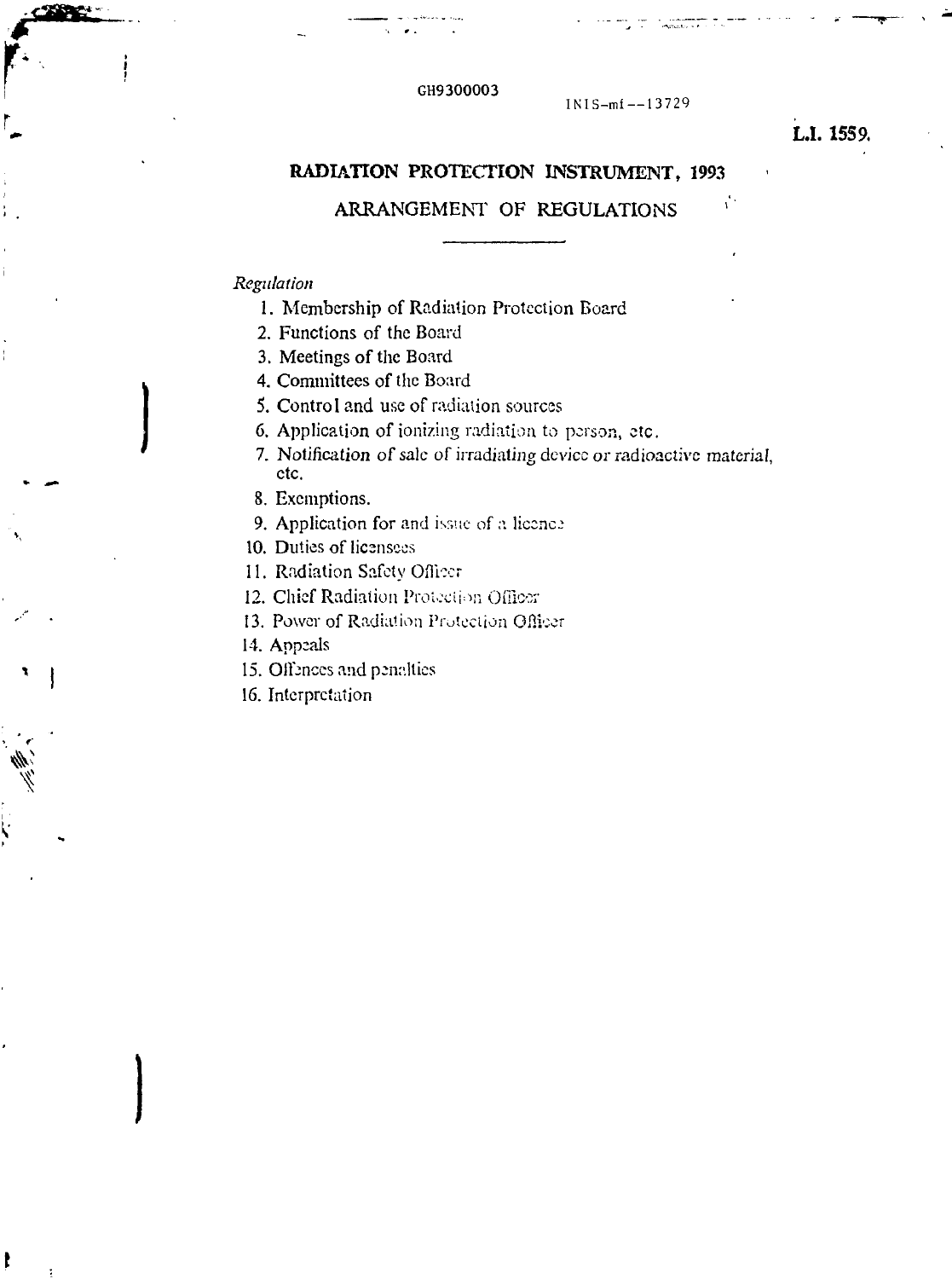GH9300003

INIS-mf--13729

**L.I. 1559.**

# RADIATION PROTECTION INSTRUMENT, 1993

## ARRANGEMENT OF REGULATIONS

*Regulation*

1. Membership of Radiation Protection Board
2. Functions of the Board
3. Meetings of the Board
4. Committees of the Board
5. Control and use of radiation sources
6. Application of ionizing radiation to person, etc.
7. Notification of sale of irradiating device or radioactive material, etc.
8. Exemptions.
9. Application for and issue of a licence
10. Duties of licensees
11. Radiation Safety Officer
12. Chief Radiation Protection Officer
13. Power of Radiation Protection Officer
14. Appeals
15. Offences and penalties
16. Interpretation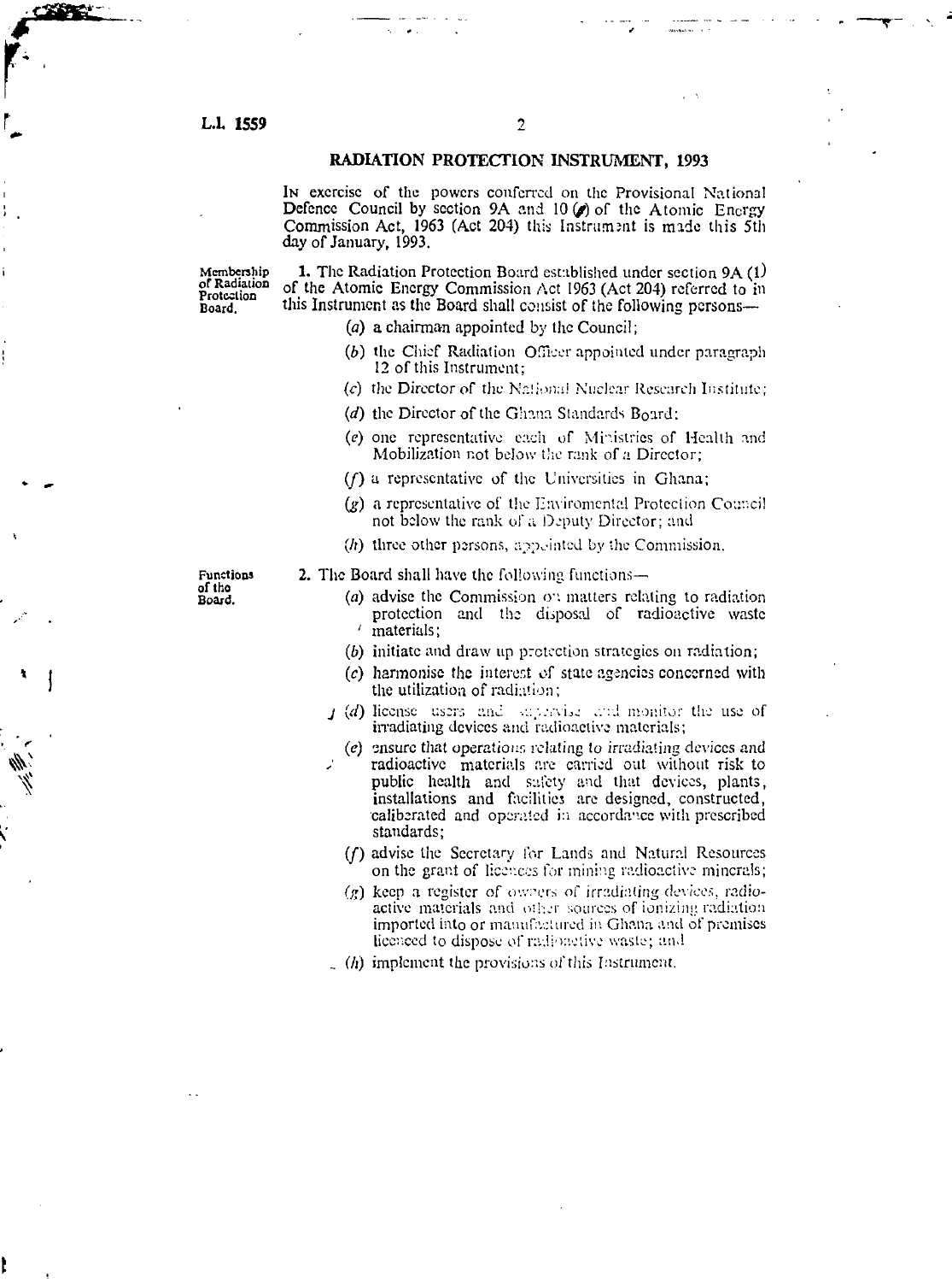# RADIATION PROTECTION INSTRUMENT, 1993

IN exercise of the powers conferred on the Provisional National Defence Council by section 9A and 10 (f) of the Atomic Energy Commission Act, 1963 (Act 204) this Instrument is made this 5th day of January, 1993.

*Membership of Radiation Protection Board.*

1. The Radiation Protection Board established under section 9A (1) of the Atomic Energy Commission Act 1963 (Act 204) referred to in this Instrument as the Board shall consist of the following persons—

(a) a chairman appointed by the Council;

(b) the Chief Radiation Officer appointed under paragraph 12 of this Instrument;

(c) the Director of the National Nuclear Research Institute;

(d) the Director of the Ghana Standards Board;

(e) one representative each of Ministries of Health and Mobilization not below the rank of a Director;

(f) a representative of the Universities in Ghana;

(g) a representative of the Enviromental Protection Council not below the rank of a Deputy Director; and

(h) three other persons, appointed by the Commission.

*Functions of the Board.*

2. The Board shall have the following functions—

(a) advise the Commission on matters relating to radiation protection and the disposal of radioactive waste materials;

(b) initiate and draw up protection strategies on radiation;

(c) harmonise the interest of state agencies concerned with the utilization of radiation;

(d) license users and supervise and monitor the use of irradiating devices and radioactive materials;

(e) ensure that operations relating to irradiating devices and radioactive materials are carried out without risk to public health and safety and that devices, plants, installations and facilities are designed, constructed, calibrated and operated in accordance with prescribed standards;

(f) advise the Secretary for Lands and Natural Resources on the grant of licences for mining radioactive minerals;

(g) keep a register of owners of irradiating devices, radioactive materials and other sources of ionizing radiation imported into or manufactured in Ghana and of premises licenced to dispose of radioactive waste; and

(h) implement the provisions of this Instrument.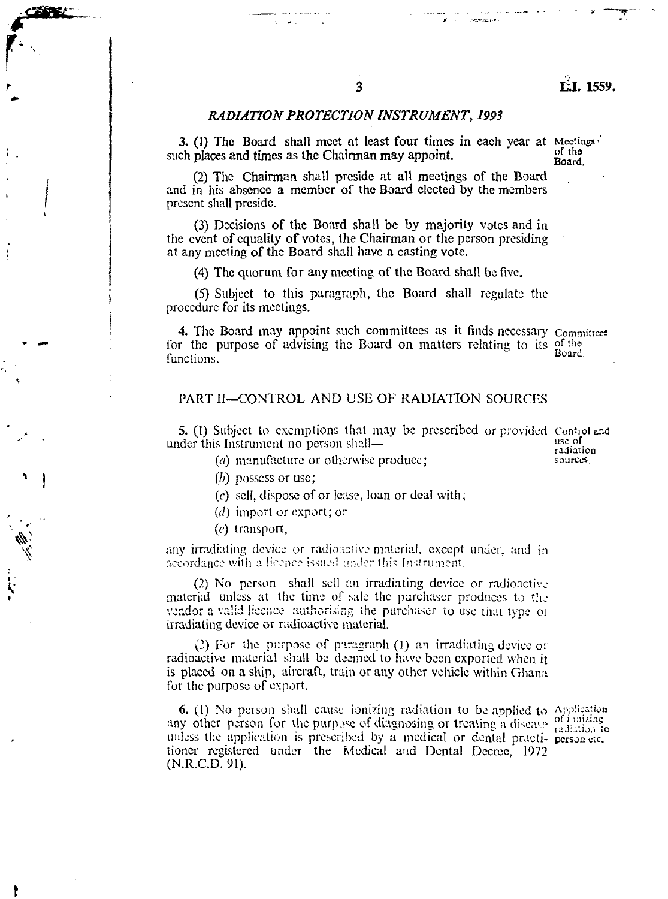*RADIATION PROTECTION INSTRUMENT, 1993*

**Meetings of the Board.**

3. (1) The Board shall meet at least four times in each year at such places and times as the Chairman may appoint.

(2) The Chairman shall preside at all meetings of the Board and in his absence a member of the Board elected by the members present shall preside.

(3) Decisions of the Board shall be by majority votes and in the event of equality of votes, the Chairman or the person presiding at any meeting of the Board shall have a casting vote.

(4) The quorum for any meeting of the Board shall be five.

(5) Subject to this paragraph, the Board shall regulate the procedure for its meetings.

**Committees of the Board.**

4. The Board may appoint such committees as it finds necessary for the purpose of advising the Board on matters relating to its functions.

## PART II—CONTROL AND USE OF RADIATION SOURCES

**Control and use of radiation sources.**

5. (1) Subject to exemptions that may be prescribed or provided under this Instrument no person shall—

(*a*) manufacture or otherwise produce;

(*b*) possess or use;

(*c*) sell, dispose of or lease, loan or deal with;

(*d*) import or export; or

(*e*) transport,

any irradiating device or radioactive material, except under, and in accordance with a licence issued under this Instrument.

(2) No person shall sell an irradiating device or radioactive material unless at the time of sale the purchaser produces to the vendor a valid licence authorising the purchaser to use that type of irradiating device or radioactive material.

(3) For the purpose of paragraph (1) an irradiating device or radioactive material shall be deemed to have been exported when it is placed on a ship, aircraft, train or any other vehicle within Ghana for the purpose of export.

**Application of ionizing radiation to person etc.**

6. (1) No person shall cause ionizing radiation to be applied to any other person for the purpose of diagnosing or treating a disease unless the application is prescribed by a medical or dental practitioner registered under the Medical and Dental Decree, 1972 (N.R.C.D. 91).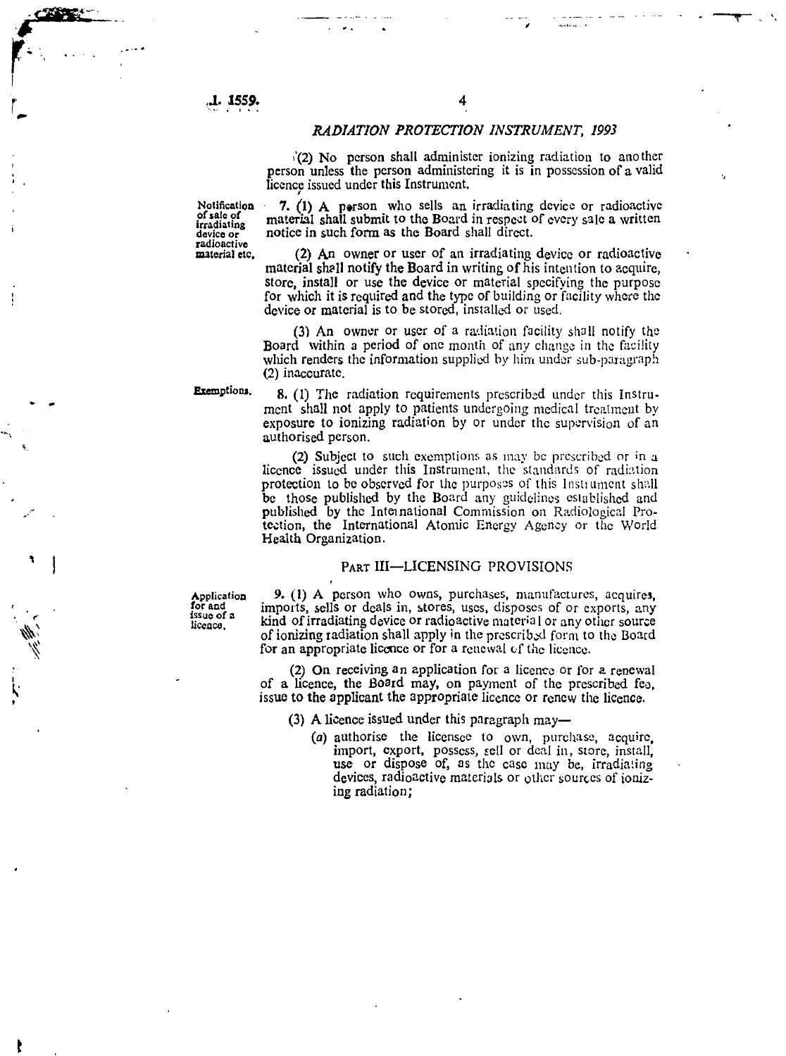(2) No person shall administer ionizing radiation to another person unless the person administering it is in possession of a valid licence issued under this Instrument.

**Notification of sale of irradiating device or radioactive material etc.**

7. (1) A person who sells an irradiating device or radioactive material shall submit to the Board in respect of every sale a written notice in such form as the Board shall direct.

(2) An owner or user of an irradiating device or radioactive material shall notify the Board in writing of his intention to acquire, store, install or use the device or material specifying the purpose for which it is required and the type of building or facility where the device or material is to be stored, installed or used.

(3) An owner or user of a radiation facility shall notify the Board within a period of one month of any change in the facility which renders the information supplied by him under sub-paragraph (2) inaccurate.

**Exemptions.**

8. (1) The radiation requirements prescribed under this Instrument shall not apply to patients undergoing medical treatment by exposure to ionizing radiation by or under the supervision of an authorised person.

(2) Subject to such exemptions as may be prescribed or in a licence issued under this Instrument, the standards of radiation protection to be observed for the purposes of this Instrument shall be those published by the Board any guidelines established and published by the International Commission on Radiological Protection, the International Atomic Energy Agency or the World Health Organization.

## PART III—LICENSING PROVISIONS

**Application for and issue of a licence.**

9. (1) A person who owns, purchases, manufactures, acquires, imports, sells or deals in, stores, uses, disposes of or exports, any kind of irradiating device or radioactive material or any other source of ionizing radiation shall apply in the prescribed form to the Board for an appropriate licence or for a renewal of the licence.

(2) On receiving an application for a licence or for a renewal of a licence, the Board may, on payment of the prescribed fee, issue to the applicant the appropriate licence or renew the licence.

(3) A licence issued under this paragraph may—

(a) authorise the licensee to own, purchase, acquire, import, export, possess, sell or deal in, store, install, use or dispose of, as the case may be, irradiating devices, radioactive materials or other sources of ionizing radiation;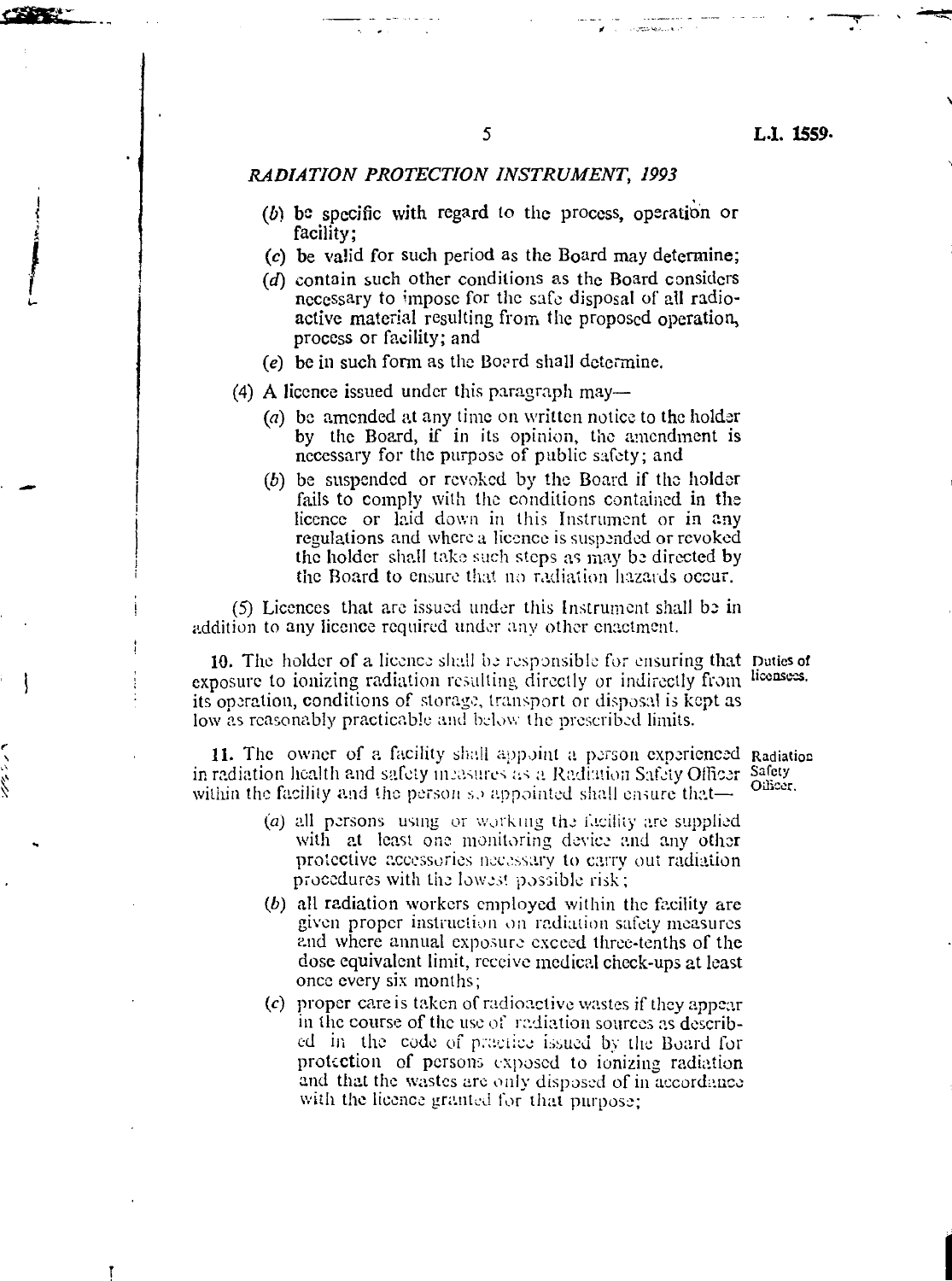(b) be specific with regard to the process, operation or facility;

(c) be valid for such period as the Board may determine;

(d) contain such other conditions as the Board considers necessary to impose for the safe disposal of all radioactive material resulting from the proposed operation, process or facility; and

(e) be in such form as the Board shall determine.

(4) A licence issued under this paragraph may—

(a) be amended at any time on written notice to the holder by the Board, if in its opinion, the amendment is necessary for the purpose of public safety; and

(b) be suspended or revoked by the Board if the holder fails to comply with the conditions contained in the licence or laid down in this Instrument or in any regulations and where a licence is suspended or revoked the holder shall take such steps as may be directed by the Board to ensure that no radiation hazards occur.

(5) Licences that are issued under this Instrument shall be in addition to any licence required under any other enactment.

*Duties of licensees.*

**10.** The holder of a licence shall be responsible for ensuring that exposure to ionizing radiation resulting directly or indirectly from its operation, conditions of storage, transport or disposal is kept as low as reasonably practicable and below the prescribed limits.

*Radiation Safety Officer.*

**11.** The owner of a facility shall appoint a person experienced in radiation health and safety measures as a Radiation Safety Officer within the facility and the person so appointed shall ensure that—

(a) all persons using or working the facility are supplied with at least one monitoring device and any other protective accessories necessary to carry out radiation procedures with the lowest possible risk;

(b) all radiation workers employed within the facility are given proper instruction on radiation safety measures and where annual exposure exceed three-tenths of the dose equivalent limit, receive medical check-ups at least once every six months;

(c) proper care is taken of radioactive wastes if they appear in the course of the use of radiation sources as described in the code of practice issued by the Board for protection of persons exposed to ionizing radiation and that the wastes are only disposed of in accordance with the licence granted for that purpose;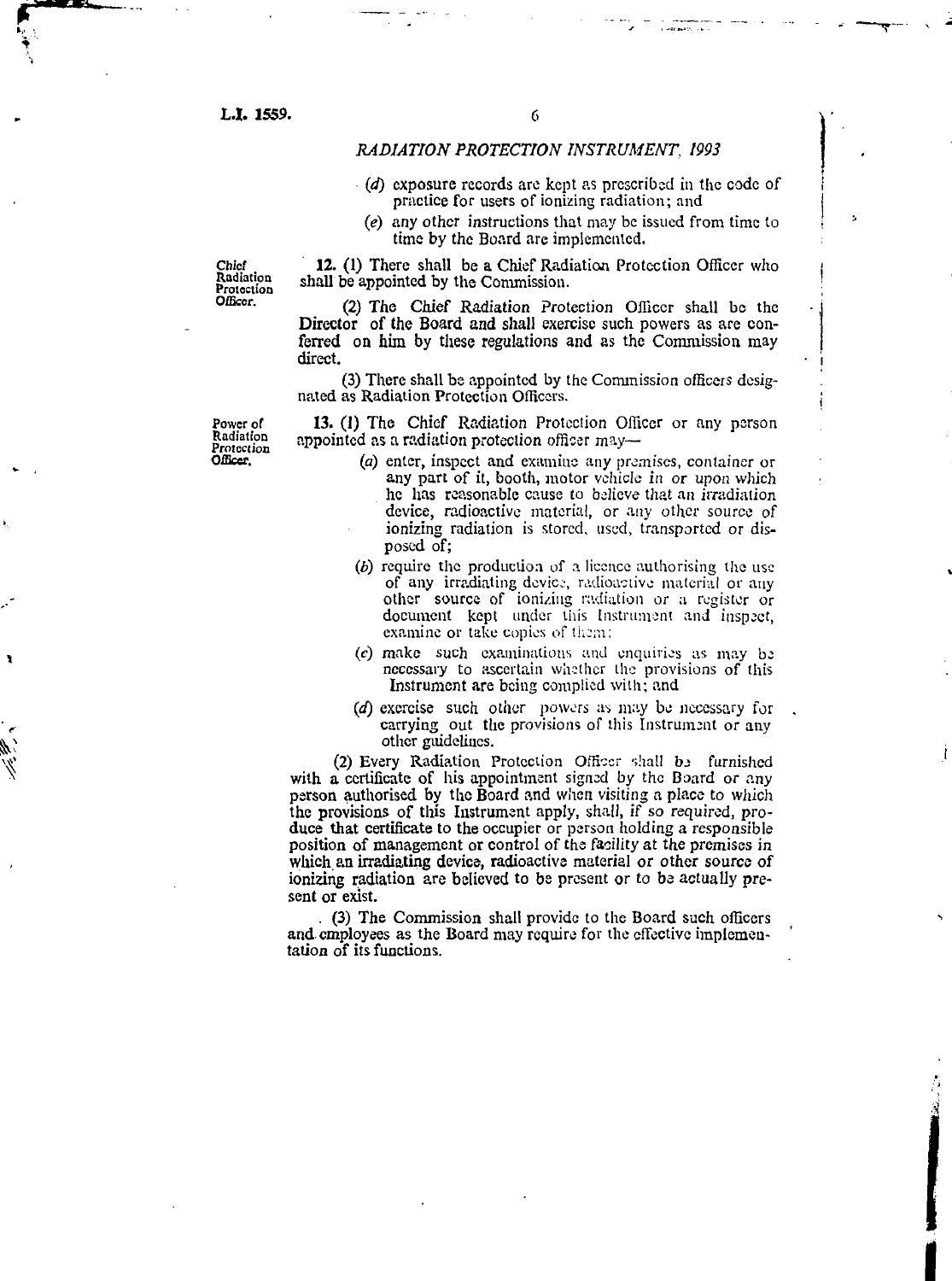(d) exposure records are kept as prescribed in the code of practice for users of ionizing radiation; and

(e) any other instructions that may be issued from time to time by the Board are implemented.

**Chief Radiation Protection Officer.**

12. (1) There shall be a Chief Radiation Protection Officer who shall be appointed by the Commission.

(2) The Chief Radiation Protection Officer shall be the Director of the Board and shall exercise such powers as are conferred on him by these regulations and as the Commission may direct.

(3) There shall be appointed by the Commission officers designated as Radiation Protection Officers.

**Power of Radiation Protection Officer.**

13. (1) The Chief Radiation Protection Officer or any person appointed as a radiation protection officer may—

(a) enter, inspect and examine any premises, container or any part of it, booth, motor vehicle in or upon which he has reasonable cause to believe that an irradiation device, radioactive material, or any other source of ionizing radiation is stored, used, transported or disposed of;

(b) require the production of a licence authorising the use of any irradiating device, radioactive material or any other source of ionizing radiation or a register or document kept under this Instrument and inspect, examine or take copies of them;

(c) make such examinations and enquiries as may be necessary to ascertain whether the provisions of this Instrument are being complied with; and

(d) exercise such other powers as may be necessary for carrying out the provisions of this Instrument or any other guidelines.

(2) Every Radiation Protection Officer shall be furnished with a certificate of his appointment signed by the Board or any person authorised by the Board and when visiting a place to which the provisions of this Instrument apply, shall, if so required, produce that certificate to the occupier or person holding a responsible position of management or control of the facility at the premises in which an irradiating device, radioactive material or other source of ionizing radiation are believed to be present or to be actually present or exist.

(3) The Commission shall provide to the Board such officers and employees as the Board may require for the effective implementation of its functions.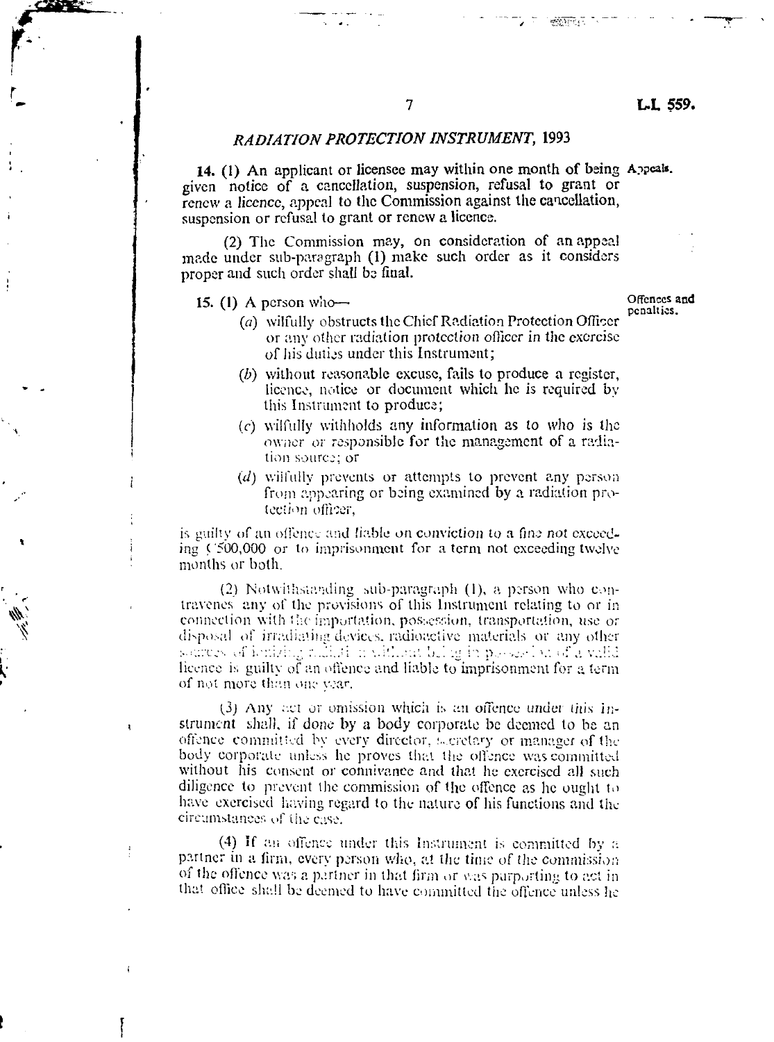*RADIATION PROTECTION INSTRUMENT, 1993*

**14.** (1) An applicant or licensee may within one month of being given notice of a cancellation, suspension, refusal to grant or renew a licence, appeal to the Commission against the cancellation, suspension or refusal to grant or renew a licence.

Appeals.

(2) The Commission may, on consideration of an appeal made under sub-paragraph (1) make such order as it considers proper and such order shall be final.

**15.** (1) A person who—

Offences and penalties.

(*a*) wilfully obstructs the Chief Radiation Protection Officer or any other radiation protection officer in the exercise of his duties under this Instrument;

(*b*) without reasonable excuse, fails to produce a register, licence, notice or document which he is required by this Instrument to produce;

(*c*) wilfully withholds any information as to who is the owner or responsible for the management of a radiation source; or

(*d*) wilfully prevents or attempts to prevent any person from appearing or being examined by a radiation protection officer,

is guilty of an offence and liable on conviction to a fine not exceeding ¢500,000 or to imprisonment for a term not exceeding twelve months or both.

(2) Notwithstanding sub-paragraph (1), a person who contravenes any of the provisions of this Instrument relating to or in connection with the importation, possession, transportation, use or disposal of irradiating devices, radioactive materials or any other sources of ionizing radiation without being in possession of a valid licence is guilty of an offence and liable to imprisonment for a term of not more than one year.

(3) Any act or omission which is an offence under this Instrument shall, if done by a body corporate be deemed to be an offence committed by every director, secretary or manager of the body corporate unless he proves that the offence was committed without his consent or connivance and that he exercised all such diligence to prevent the commission of the offence as he ought to have exercised having regard to the nature of his functions and the circumstances of the case.

(4) If an offence under this Instrument is committed by a partner in a firm, every person who, at the time of the commission of the offence was a partner in that firm or was purporting to act in that office shall be deemed to have committed the offence unless he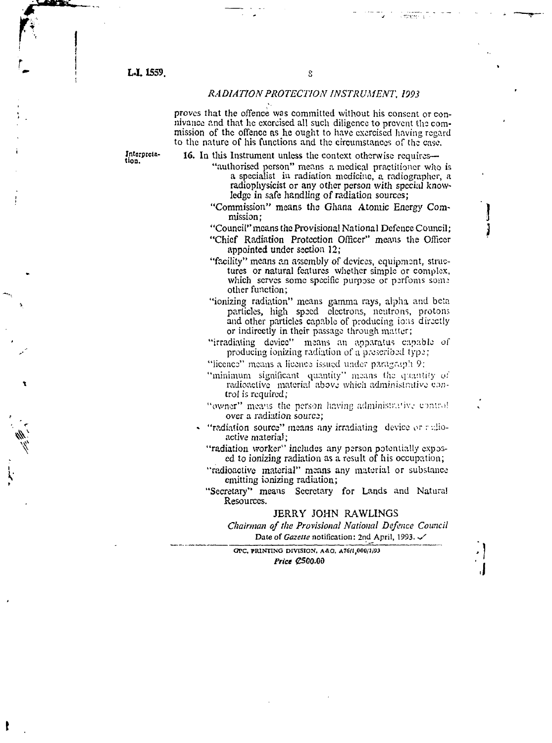proves that the offence was committed without his consent or connivance and that he exercised all such diligence to prevent the commission of the offence as he ought to have exercised having regard to the nature of his functions and the circumstances of the case.

Interpretation.

16. In this Instrument unless the context otherwise requires—

"authorised person" means a medical practitioner who is a specialist in radiation medicine, a radiographer, a radiophysicist or any other person with special knowledge in safe handling of radiation sources;

"Commission" means the Ghana Atomic Energy Commission;

"Council" means the Provisional National Defence Council;

"Chief Radiation Protection Officer" means the Officer appointed under section 12;

"facility" means an assembly of devices, equipment, structures or natural features whether simple or complex, which serves some specific purpose or perfoms some other function;

"ionizing radiation" means gamma rays, alpha and beta particles, high speed electrons, neutrons, protons and other particles capable of producing ions directly or indirectly in their passage through matter;

"irradiating device" means an apparatus capable of producing ionizing radiation of a prescribed type;

"licence" means a licence issued under paragraph 9;

"minimum significant quantity" means the quantity of radioactive material above which administrative control is required;

"owner" means the person having administrative control over a radiation source;

"radiation source" means any irradiating device or radioactive material;

"radiation worker" includes any person potentially exposed to ionizing radiation as a result of his occupation;

"radioactive material" means any material or substance emitting ionizing radiation;

"Secretary" means Secretary for Lands and Natural Resources.

JERRY JOHN RAWLINGS

*Chairman of the Provisional National Defence Council*

Date of *Gazette* notification: 2nd April, 1993.

GPC, PRINTING DIVISION, A&O, A76/1,000/1/93

*Price ¢500.00*